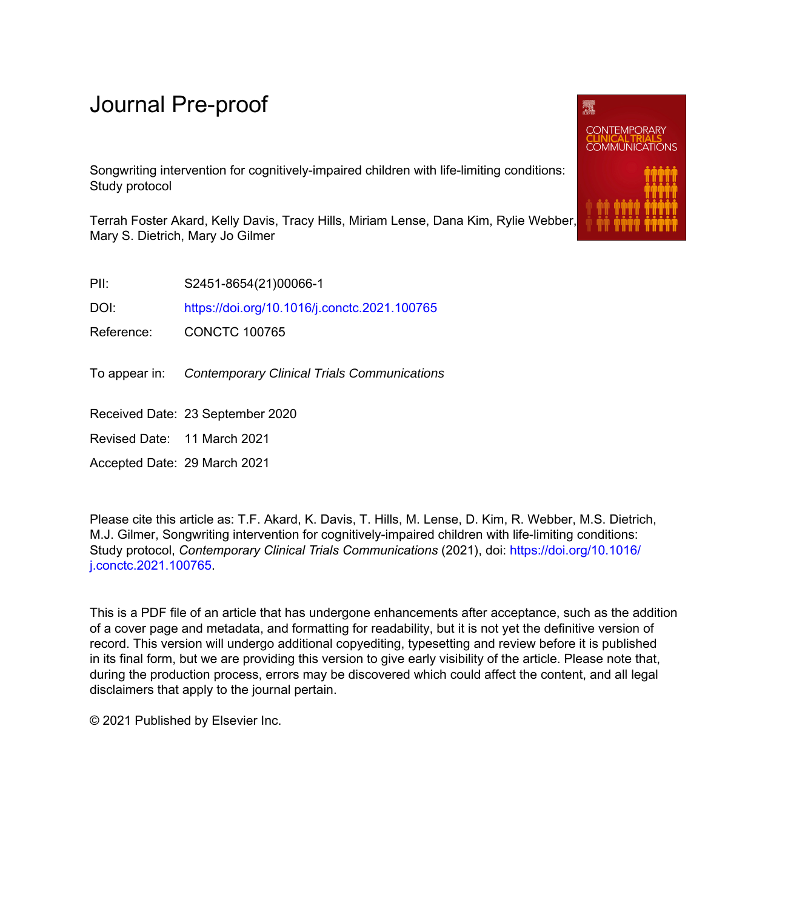# Journal Pre-proof

Songwriting intervention for cognitively-impaired children with life-limiting conditions: Study protocol

Terrah Foster Akard, Kelly Davis, Tracy Hills, Miriam Lense, Dana Kim, Rylie Webber, Mary S. Dietrich, Mary Jo Gilmer

PII: S2451-8654(21)00066-1

DOI: https://doi.org/10.1016/j.conctc.2021.100765

Reference: CONCTC 100765

To appear in: *Contemporary Clinical Trials Communications*

Received Date: 23 September 2020

Revised Date: 11 March 2021

Accepted Date: 29 March 2021

Please cite this article as: T.F. Akard, K. Davis, T. Hills, M. Lense, D. Kim, R. Webber, M.S. Dietrich, M.J. Gilmer, Songwriting intervention for cognitively-impaired children with life-limiting conditions: Study protocol, *Contemporary Clinical Trials Communications* (2021), doi: https://doi.org/10.1016/j.conctc.2021.100765.

This is a PDF file of an article that has undergone enhancements after acceptance, such as the addition of a cover page and metadata, and formatting for readability, but it is not yet the definitive version of record. This version will undergo additional copyediting, typesetting and review before it is published in its final form, but we are providing this version to give early visibility of the article. Please note that, during the production process, errors may be discovered which could affect the content, and all legal disclaimers that apply to the journal pertain.

© 2021 Published by Elsevier Inc.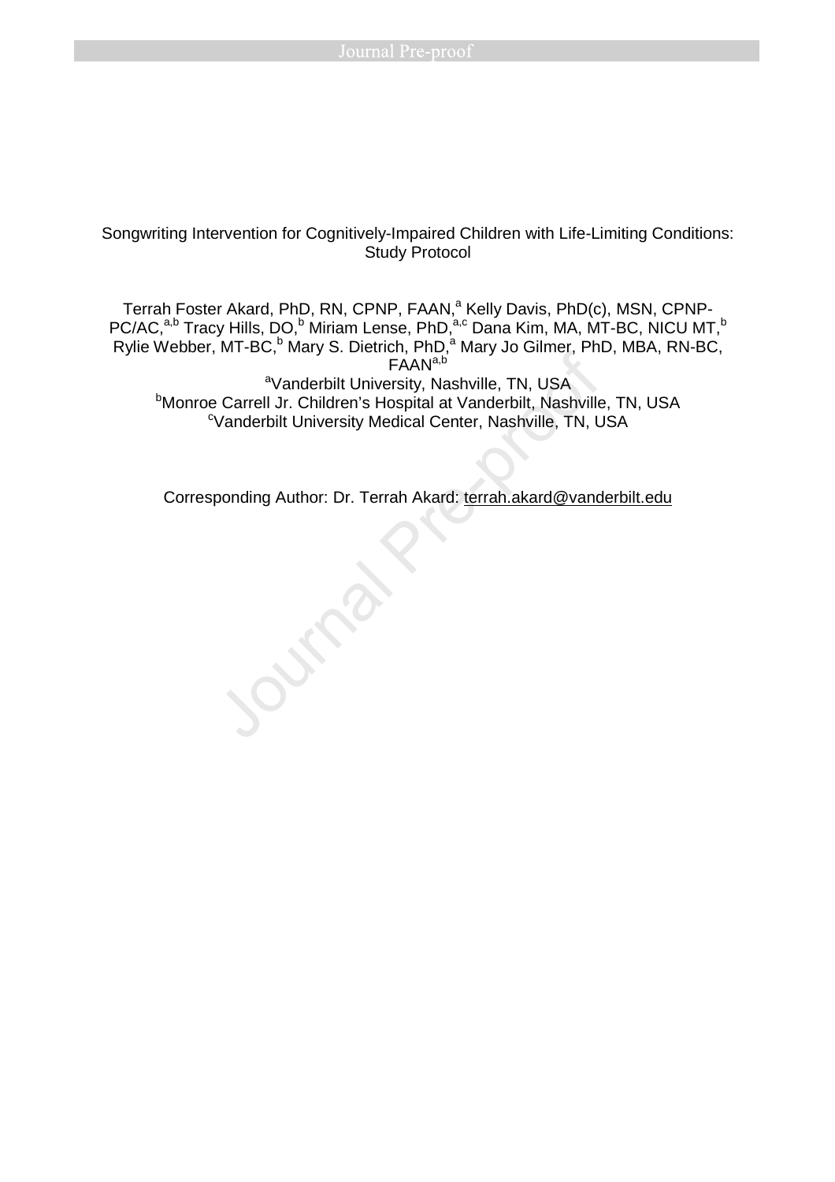Songwriting Intervention for Cognitively-Impaired Children with Life-Limiting Conditions: Study Protocol

Terrah Foster Akard, PhD, RN, CPNP, FAAN,[a] Kelly Davis, PhD(c), MSN, CPNP-PC/AC,[a,b] Tracy Hills, DO,[b] Miriam Lense, PhD,[a,c] Dana Kim, MA, MT-BC, NICU MT,[b] Rylie Webber, MT-BC,[b] Mary S. Dietrich, PhD,[a] Mary Jo Gilmer, PhD, MBA, RN-BC, FAAN[a,b]

[a]Vanderbilt University, Nashville, TN, USA

[b]Monroe Carrell Jr. Children's Hospital at Vanderbilt, Nashville, TN, USA

[c]Vanderbilt University Medical Center, Nashville, TN, USA

Corresponding Author: Dr. Terrah Akard: terrah.akard@vanderbilt.edu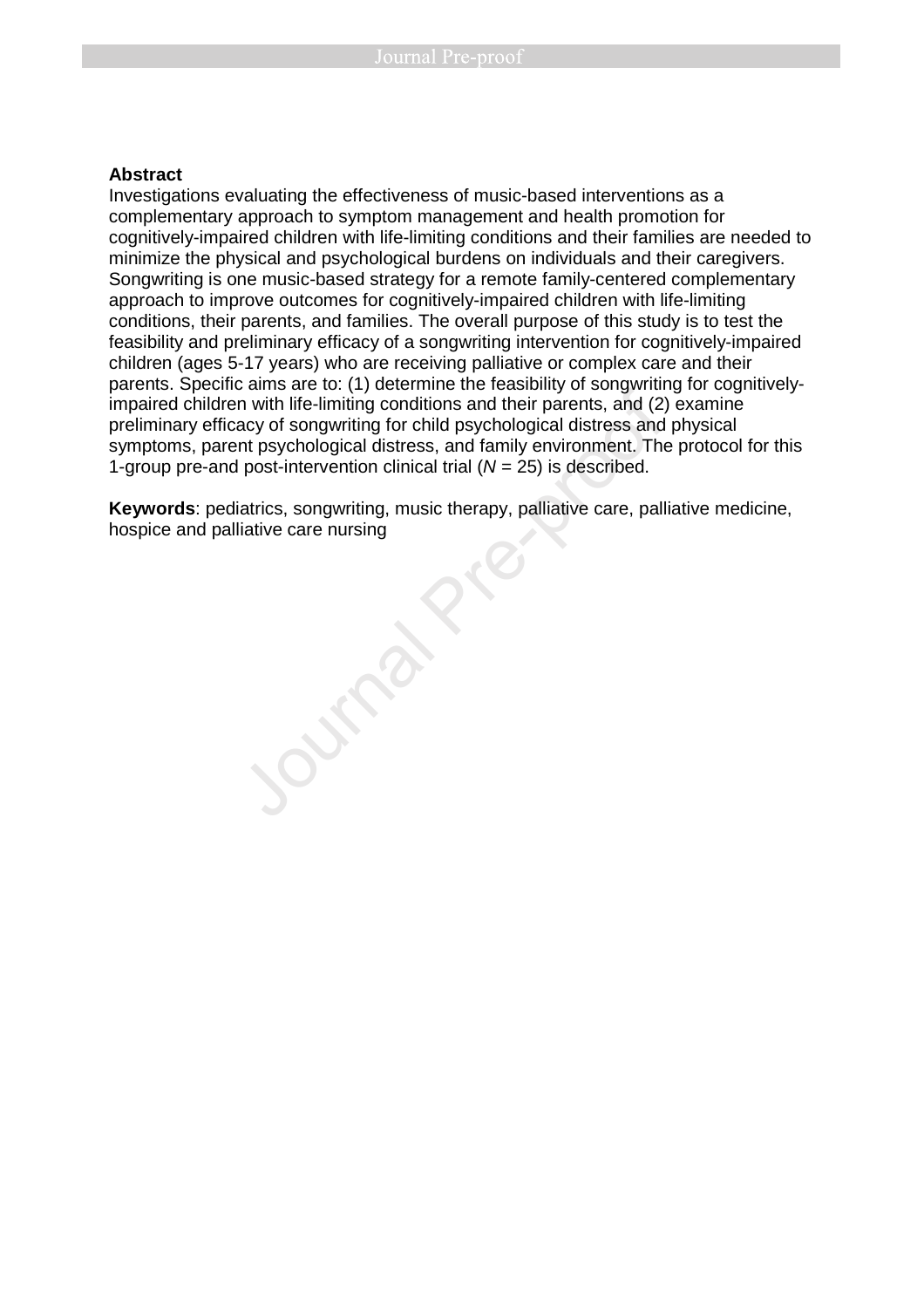**Abstract**

Investigations evaluating the effectiveness of music-based interventions as a complementary approach to symptom management and health promotion for cognitively-impaired children with life-limiting conditions and their families are needed to minimize the physical and psychological burdens on individuals and their caregivers. Songwriting is one music-based strategy for a remote family-centered complementary approach to improve outcomes for cognitively-impaired children with life-limiting conditions, their parents, and families. The overall purpose of this study is to test the feasibility and preliminary efficacy of a songwriting intervention for cognitively-impaired children (ages 5-17 years) who are receiving palliative or complex care and their parents. Specific aims are to: (1) determine the feasibility of songwriting for cognitively-impaired children with life-limiting conditions and their parents, and (2) examine preliminary efficacy of songwriting for child psychological distress and physical symptoms, parent psychological distress, and family environment. The protocol for this 1-group pre-and post-intervention clinical trial (*N* = 25) is described.

**Keywords**: pediatrics, songwriting, music therapy, palliative care, palliative medicine, hospice and palliative care nursing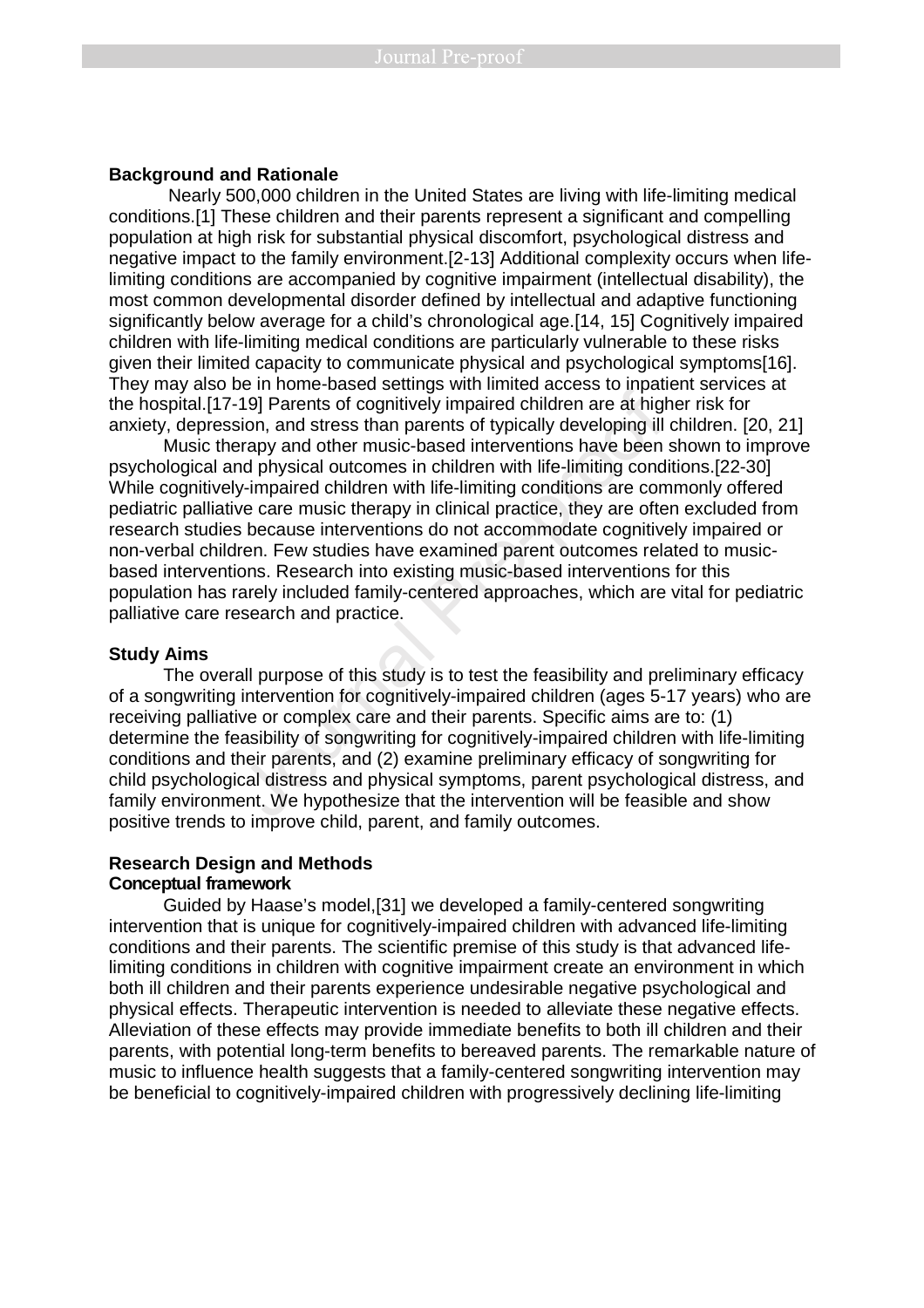## Background and Rationale

Nearly 500,000 children in the United States are living with life-limiting medical conditions.[1] These children and their parents represent a significant and compelling population at high risk for substantial physical discomfort, psychological distress and negative impact to the family environment.[2-13] Additional complexity occurs when life-limiting conditions are accompanied by cognitive impairment (intellectual disability), the most common developmental disorder defined by intellectual and adaptive functioning significantly below average for a child's chronological age.[14, 15] Cognitively impaired children with life-limiting medical conditions are particularly vulnerable to these risks given their limited capacity to communicate physical and psychological symptoms[16]. They may also be in home-based settings with limited access to inpatient services at the hospital.[17-19] Parents of cognitively impaired children are at higher risk for anxiety, depression, and stress than parents of typically developing ill children. [20, 21]

Music therapy and other music-based interventions have been shown to improve psychological and physical outcomes in children with life-limiting conditions.[22-30] While cognitively-impaired children with life-limiting conditions are commonly offered pediatric palliative care music therapy in clinical practice, they are often excluded from research studies because interventions do not accommodate cognitively impaired or non-verbal children. Few studies have examined parent outcomes related to music-based interventions. Research into existing music-based interventions for this population has rarely included family-centered approaches, which are vital for pediatric palliative care research and practice.

## Study Aims

The overall purpose of this study is to test the feasibility and preliminary efficacy of a songwriting intervention for cognitively-impaired children (ages 5-17 years) who are receiving palliative or complex care and their parents. Specific aims are to: (1) determine the feasibility of songwriting for cognitively-impaired children with life-limiting conditions and their parents, and (2) examine preliminary efficacy of songwriting for child psychological distress and physical symptoms, parent psychological distress, and family environment. We hypothesize that the intervention will be feasible and show positive trends to improve child, parent, and family outcomes.

## Research Design and Methods

### Conceptual framework

Guided by Haase's model,[31] we developed a family-centered songwriting intervention that is unique for cognitively-impaired children with advanced life-limiting conditions and their parents. The scientific premise of this study is that advanced life-limiting conditions in children with cognitive impairment create an environment in which both ill children and their parents experience undesirable negative psychological and physical effects. Therapeutic intervention is needed to alleviate these negative effects. Alleviation of these effects may provide immediate benefits to both ill children and their parents, with potential long-term benefits to bereaved parents. The remarkable nature of music to influence health suggests that a family-centered songwriting intervention may be beneficial to cognitively-impaired children with progressively declining life-limiting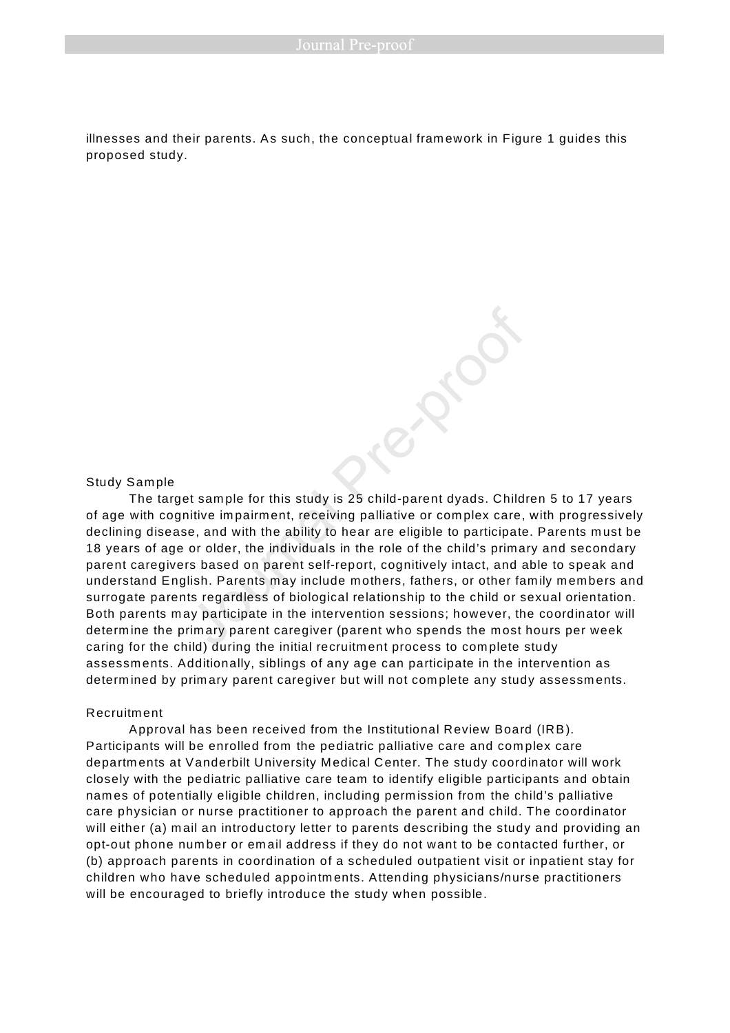illnesses and their parents. As such, the conceptual framework in Figure 1 guides this proposed study.

## Study Sample

The target sample for this study is 25 child-parent dyads. Children 5 to 17 years of age with cognitive impairment, receiving palliative or complex care, with progressively declining disease, and with the ability to hear are eligible to participate. Parents must be 18 years of age or older, the individuals in the role of the child's primary and secondary parent caregivers based on parent self-report, cognitively intact, and able to speak and understand English. Parents may include mothers, fathers, or other family members and surrogate parents regardless of biological relationship to the child or sexual orientation. Both parents may participate in the intervention sessions; however, the coordinator will determine the primary parent caregiver (parent who spends the most hours per week caring for the child) during the initial recruitment process to complete study assessments. Additionally, siblings of any age can participate in the intervention as determined by primary parent caregiver but will not complete any study assessments.

## Recruitment

Approval has been received from the Institutional Review Board (IRB). Participants will be enrolled from the pediatric palliative care and complex care departments at Vanderbilt University Medical Center. The study coordinator will work closely with the pediatric palliative care team to identify eligible participants and obtain names of potentially eligible children, including permission from the child's palliative care physician or nurse practitioner to approach the parent and child. The coordinator will either (a) mail an introductory letter to parents describing the study and providing an opt-out phone number or email address if they do not want to be contacted further, or (b) approach parents in coordination of a scheduled outpatient visit or inpatient stay for children who have scheduled appointments. Attending physicians/nurse practitioners will be encouraged to briefly introduce the study when possible.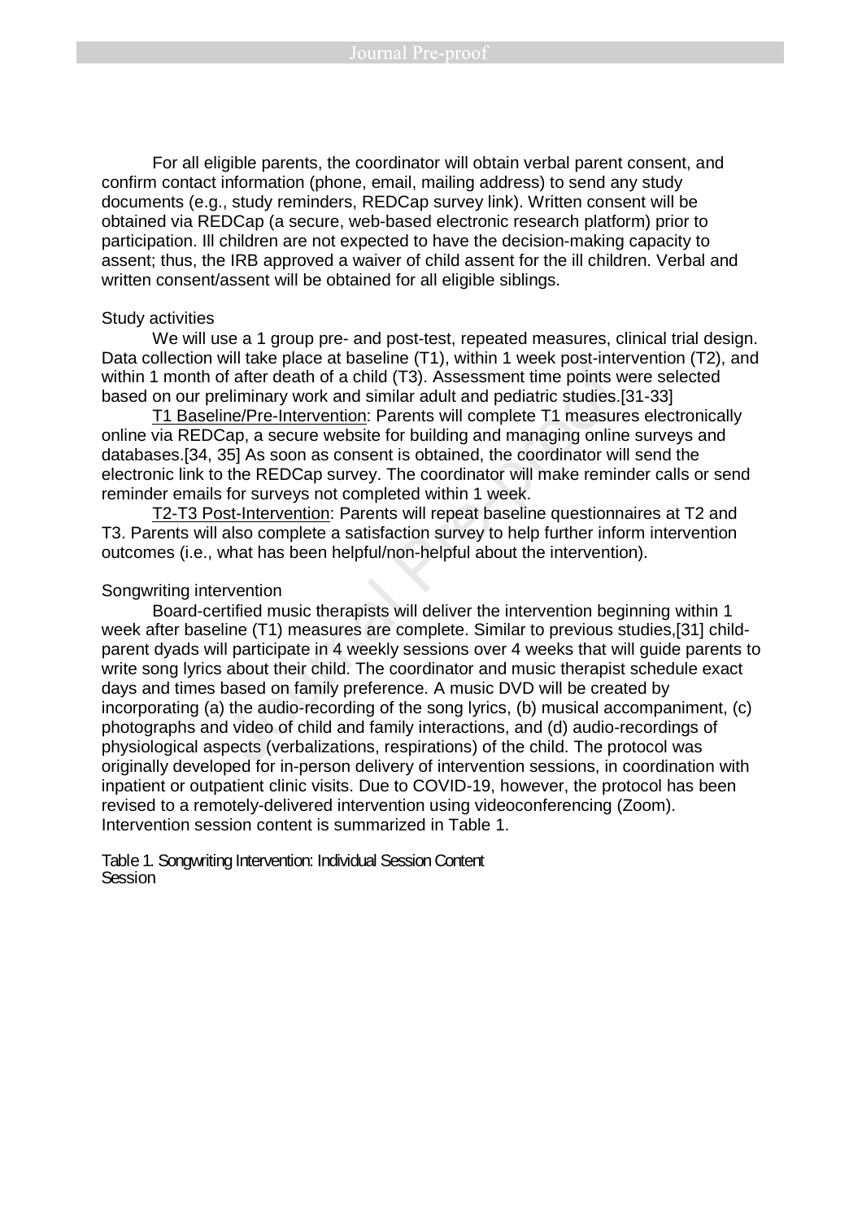For all eligible parents, the coordinator will obtain verbal parent consent, and confirm contact information (phone, email, mailing address) to send any study documents (e.g., study reminders, REDCap survey link). Written consent will be obtained via REDCap (a secure, web-based electronic research platform) prior to participation. Ill children are not expected to have the decision-making capacity to assent; thus, the IRB approved a waiver of child assent for the ill children. Verbal and written consent/assent will be obtained for all eligible siblings.

### Study activities

We will use a 1 group pre- and post-test, repeated measures, clinical trial design. Data collection will take place at baseline (T1), within 1 week post-intervention (T2), and within 1 month of after death of a child (T3). Assessment time points were selected based on our preliminary work and similar adult and pediatric studies.[31-33]

T1 Baseline/Pre-Intervention: Parents will complete T1 measures electronically online via REDCap, a secure website for building and managing online surveys and databases.[34, 35] As soon as consent is obtained, the coordinator will send the electronic link to the REDCap survey. The coordinator will make reminder calls or send reminder emails for surveys not completed within 1 week.

T2-T3 Post-Intervention: Parents will repeat baseline questionnaires at T2 and T3. Parents will also complete a satisfaction survey to help further inform intervention outcomes (i.e., what has been helpful/non-helpful about the intervention).

### Songwriting intervention

Board-certified music therapists will deliver the intervention beginning within 1 week after baseline (T1) measures are complete. Similar to previous studies,[31] child-parent dyads will participate in 4 weekly sessions over 4 weeks that will guide parents to write song lyrics about their child. The coordinator and music therapist schedule exact days and times based on family preference. A music DVD will be created by incorporating (a) the audio-recording of the song lyrics, (b) musical accompaniment, (c) photographs and video of child and family interactions, and (d) audio-recordings of physiological aspects (verbalizations, respirations) of the child. The protocol was originally developed for in-person delivery of intervention sessions, in coordination with inpatient or outpatient clinic visits. Due to COVID-19, however, the protocol has been revised to a remotely-delivered intervention using videoconferencing (Zoom). Intervention session content is summarized in Table 1.

Table 1. Songwriting Intervention: Individual Session Content

| Session |
| --- |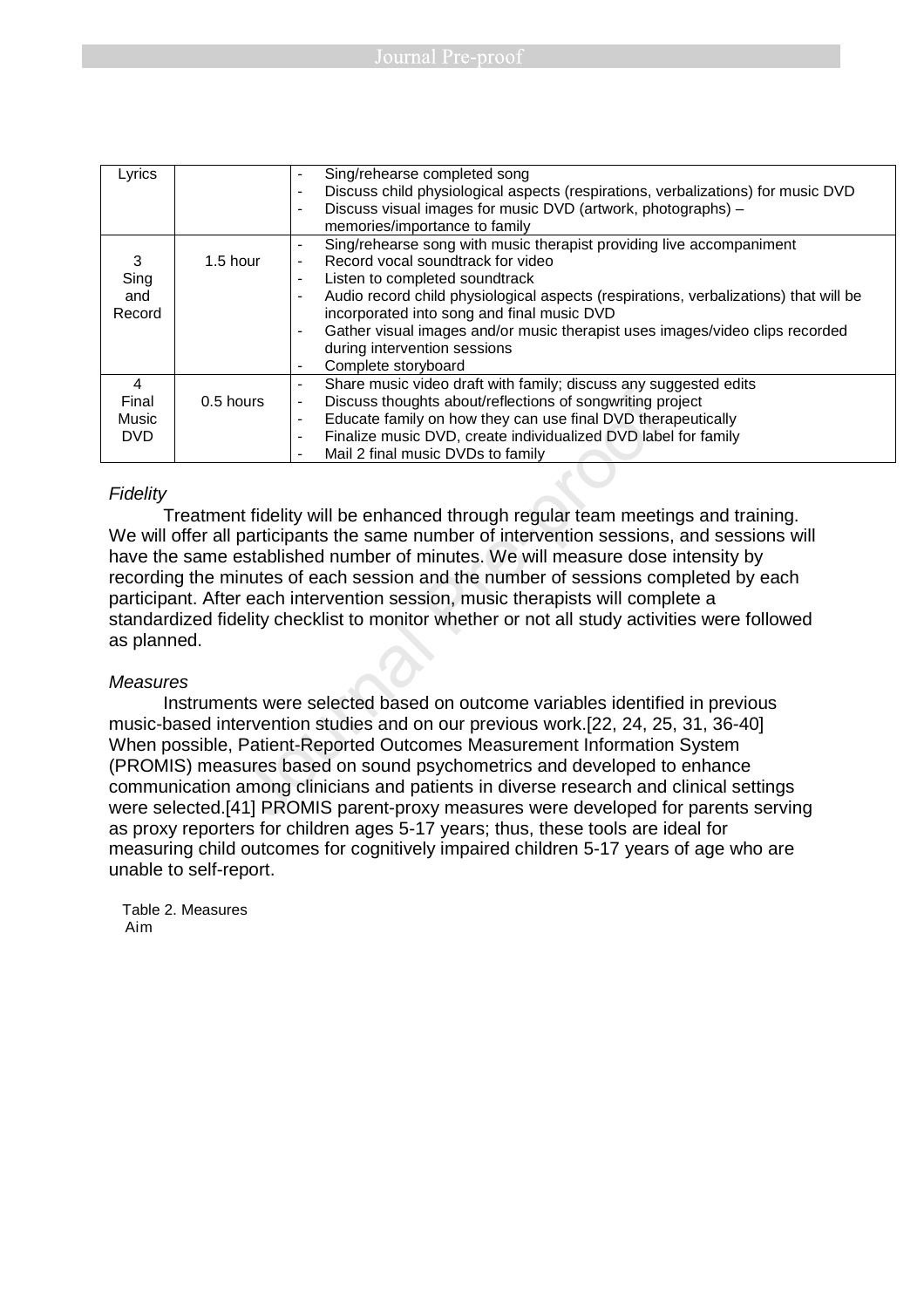| Lyrics | | - Sing/rehearse completed song<br>- Discuss child physiological aspects (respirations, verbalizations) for music DVD<br>- Discuss visual images for music DVD (artwork, photographs) – memories/importance to family |
|---|---|---|
| 3<br>Sing and Record | 1.5 hour | - Sing/rehearse song with music therapist providing live accompaniment<br>- Record vocal soundtrack for video<br>- Listen to completed soundtrack<br>- Audio record child physiological aspects (respirations, verbalizations) that will be incorporated into song and final music DVD<br>- Gather visual images and/or music therapist uses images/video clips recorded during intervention sessions<br>- Complete storyboard |
| 4<br>Final Music DVD | 0.5 hours | - Share music video draft with family; discuss any suggested edits<br>- Discuss thoughts about/reflections of songwriting project<br>- Educate family on how they can use final DVD therapeutically<br>- Finalize music DVD, create individualized DVD label for family<br>- Mail 2 final music DVDs to family |

*Fidelity*

Treatment fidelity will be enhanced through regular team meetings and training. We will offer all participants the same number of intervention sessions, and sessions will have the same established number of minutes. We will measure dose intensity by recording the minutes of each session and the number of sessions completed by each participant. After each intervention session, music therapists will complete a standardized fidelity checklist to monitor whether or not all study activities were followed as planned.

*Measures*

Instruments were selected based on outcome variables identified in previous music-based intervention studies and on our previous work.[22, 24, 25, 31, 36-40] When possible, Patient-Reported Outcomes Measurement Information System (PROMIS) measures based on sound psychometrics and developed to enhance communication among clinicians and patients in diverse research and clinical settings were selected.[41] PROMIS parent-proxy measures were developed for parents serving as proxy reporters for children ages 5-17 years; thus, these tools are ideal for measuring child outcomes for cognitively impaired children 5-17 years of age who are unable to self-report.

Table 2. Measures

Aim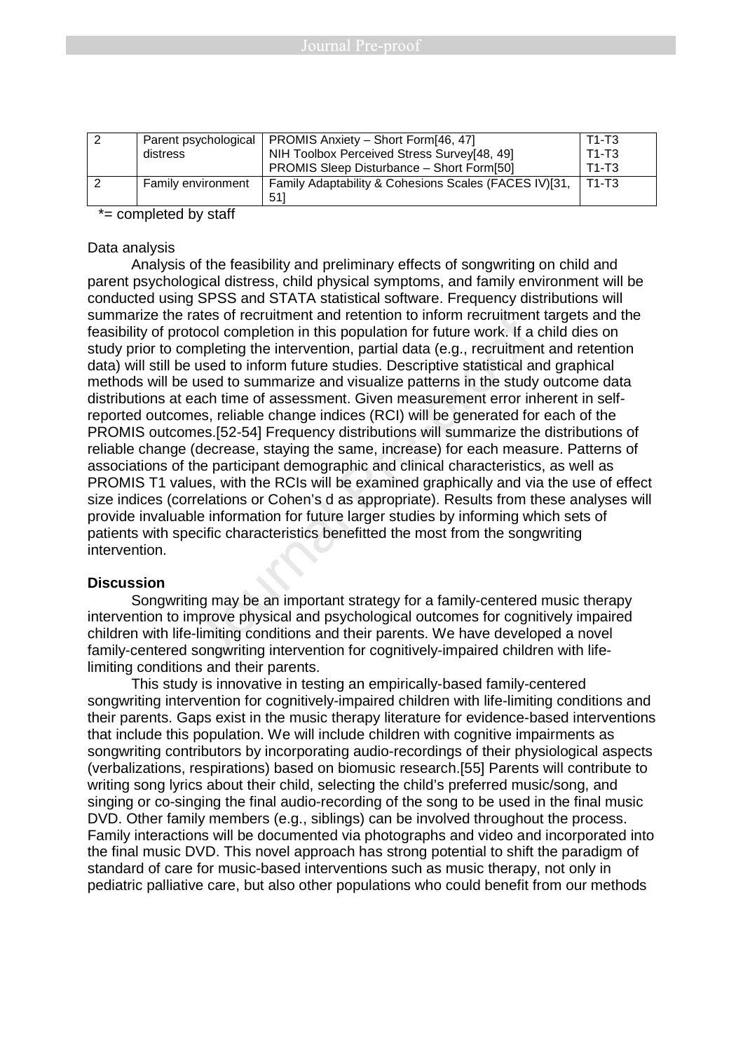| 2 | Parent psychological distress | PROMIS Anxiety – Short Form[46, 47]<br>NIH Toolbox Perceived Stress Survey[48, 49]<br>PROMIS Sleep Disturbance – Short Form[50] | T1-T3<br>T1-T3<br>T1-T3 |
|---|---|---|---|
| 2 | Family environment | Family Adaptability & Cohesions Scales (FACES IV)[31, 51] | T1-T3 |

*= completed by staff

Data analysis

Analysis of the feasibility and preliminary effects of songwriting on child and parent psychological distress, child physical symptoms, and family environment will be conducted using SPSS and STATA statistical software. Frequency distributions will summarize the rates of recruitment and retention to inform recruitment targets and the feasibility of protocol completion in this population for future work. If a child dies on study prior to completing the intervention, partial data (e.g., recruitment and retention data) will still be used to inform future studies. Descriptive statistical and graphical methods will be used to summarize and visualize patterns in the study outcome data distributions at each time of assessment. Given measurement error inherent in self-reported outcomes, reliable change indices (RCI) will be generated for each of the PROMIS outcomes.[52-54] Frequency distributions will summarize the distributions of reliable change (decrease, staying the same, increase) for each measure. Patterns of associations of the participant demographic and clinical characteristics, as well as PROMIS T1 values, with the RCIs will be examined graphically and via the use of effect size indices (correlations or Cohen's d as appropriate). Results from these analyses will provide invaluable information for future larger studies by informing which sets of patients with specific characteristics benefitted the most from the songwriting intervention.

## Discussion

Songwriting may be an important strategy for a family-centered music therapy intervention to improve physical and psychological outcomes for cognitively impaired children with life-limiting conditions and their parents. We have developed a novel family-centered songwriting intervention for cognitively-impaired children with life-limiting conditions and their parents.

This study is innovative in testing an empirically-based family-centered songwriting intervention for cognitively-impaired children with life-limiting conditions and their parents. Gaps exist in the music therapy literature for evidence-based interventions that include this population. We will include children with cognitive impairments as songwriting contributors by incorporating audio-recordings of their physiological aspects (verbalizations, respirations) based on biomusic research.[55] Parents will contribute to writing song lyrics about their child, selecting the child's preferred music/song, and singing or co-singing the final audio-recording of the song to be used in the final music DVD. Other family members (e.g., siblings) can be involved throughout the process. Family interactions will be documented via photographs and video and incorporated into the final music DVD. This novel approach has strong potential to shift the paradigm of standard of care for music-based interventions such as music therapy, not only in pediatric palliative care, but also other populations who could benefit from our methods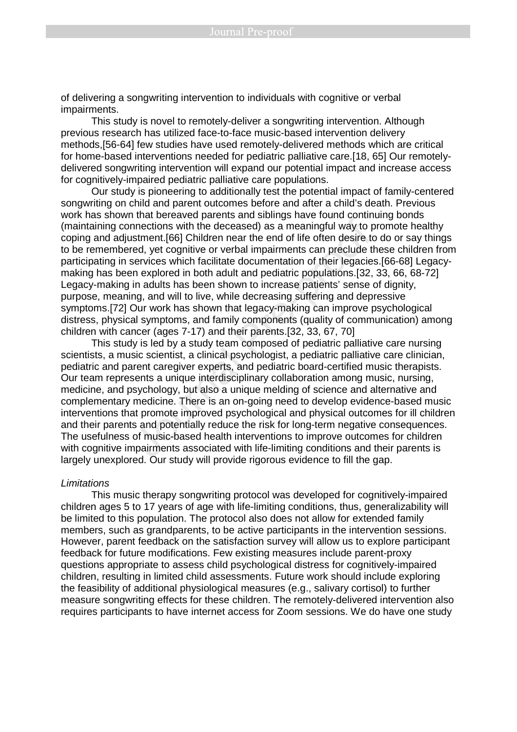of delivering a songwriting intervention to individuals with cognitive or verbal impairments.

This study is novel to remotely-deliver a songwriting intervention. Although previous research has utilized face-to-face music-based intervention delivery methods,[56-64] few studies have used remotely-delivered methods which are critical for home-based interventions needed for pediatric palliative care.[18, 65] Our remotely-delivered songwriting intervention will expand our potential impact and increase access for cognitively-impaired pediatric palliative care populations.

Our study is pioneering to additionally test the potential impact of family-centered songwriting on child and parent outcomes before and after a child's death. Previous work has shown that bereaved parents and siblings have found continuing bonds (maintaining connections with the deceased) as a meaningful way to promote healthy coping and adjustment.[66] Children near the end of life often desire to do or say things to be remembered, yet cognitive or verbal impairments can preclude these children from participating in services which facilitate documentation of their legacies.[66-68] Legacy-making has been explored in both adult and pediatric populations.[32, 33, 66, 68-72] Legacy-making in adults has been shown to increase patients' sense of dignity, purpose, meaning, and will to live, while decreasing suffering and depressive symptoms.[72] Our work has shown that legacy-making can improve psychological distress, physical symptoms, and family components (quality of communication) among children with cancer (ages 7-17) and their parents.[32, 33, 67, 70]

This study is led by a study team composed of pediatric palliative care nursing scientists, a music scientist, a clinical psychologist, a pediatric palliative care clinician, pediatric and parent caregiver experts, and pediatric board-certified music therapists. Our team represents a unique interdisciplinary collaboration among music, nursing, medicine, and psychology, but also a unique melding of science and alternative and complementary medicine. There is an on-going need to develop evidence-based music interventions that promote improved psychological and physical outcomes for ill children and their parents and potentially reduce the risk for long-term negative consequences. The usefulness of music-based health interventions to improve outcomes for children with cognitive impairments associated with life-limiting conditions and their parents is largely unexplored. Our study will provide rigorous evidence to fill the gap.

*Limitations*

This music therapy songwriting protocol was developed for cognitively-impaired children ages 5 to 17 years of age with life-limiting conditions, thus, generalizability will be limited to this population. The protocol also does not allow for extended family members, such as grandparents, to be active participants in the intervention sessions. However, parent feedback on the satisfaction survey will allow us to explore participant feedback for future modifications. Few existing measures include parent-proxy questions appropriate to assess child psychological distress for cognitively-impaired children, resulting in limited child assessments. Future work should include exploring the feasibility of additional physiological measures (e.g., salivary cortisol) to further measure songwriting effects for these children. The remotely-delivered intervention also requires participants to have internet access for Zoom sessions. We do have one study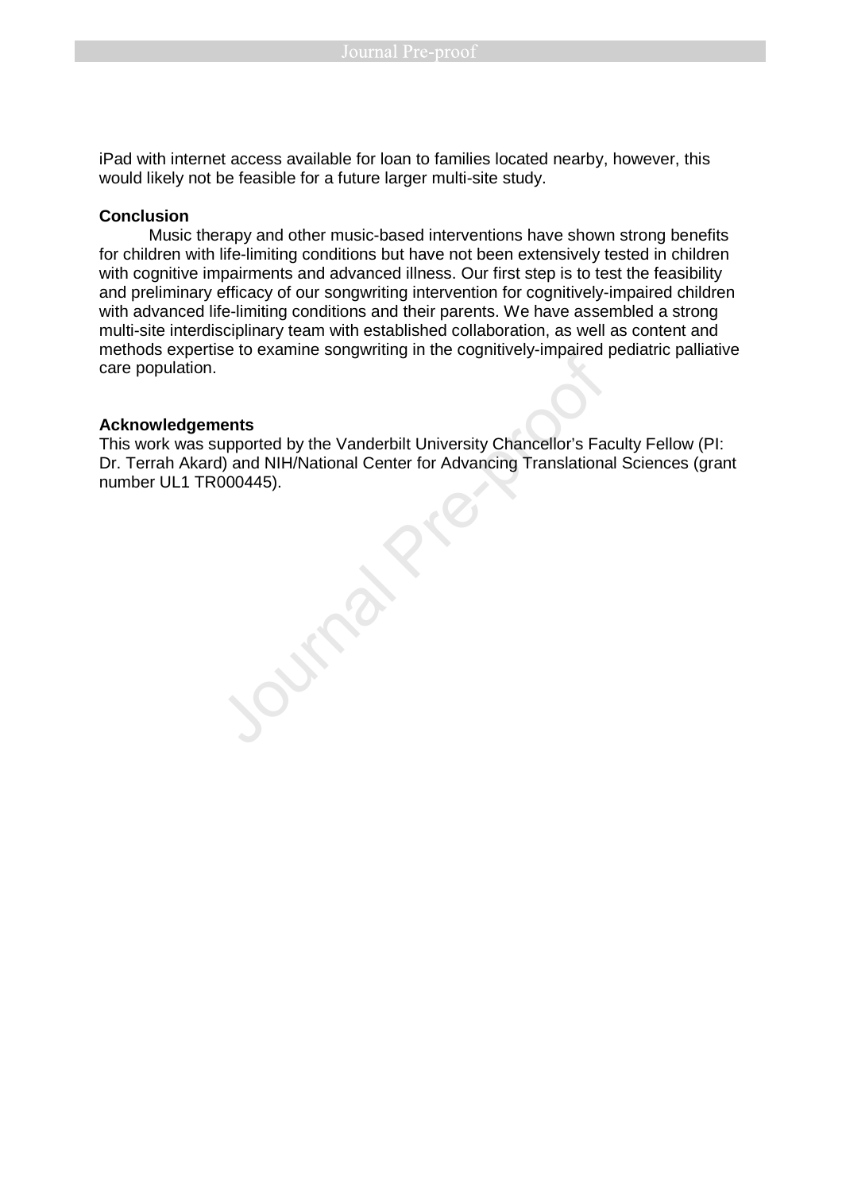iPad with internet access available for loan to families located nearby, however, this would likely not be feasible for a future larger multi-site study.

**Conclusion**

Music therapy and other music-based interventions have shown strong benefits for children with life-limiting conditions but have not been extensively tested in children with cognitive impairments and advanced illness. Our first step is to test the feasibility and preliminary efficacy of our songwriting intervention for cognitively-impaired children with advanced life-limiting conditions and their parents. We have assembled a strong multi-site interdisciplinary team with established collaboration, as well as content and methods expertise to examine songwriting in the cognitively-impaired pediatric palliative care population.

**Acknowledgements**

This work was supported by the Vanderbilt University Chancellor's Faculty Fellow (PI: Dr. Terrah Akard) and NIH/National Center for Advancing Translational Sciences (grant number UL1 TR000445).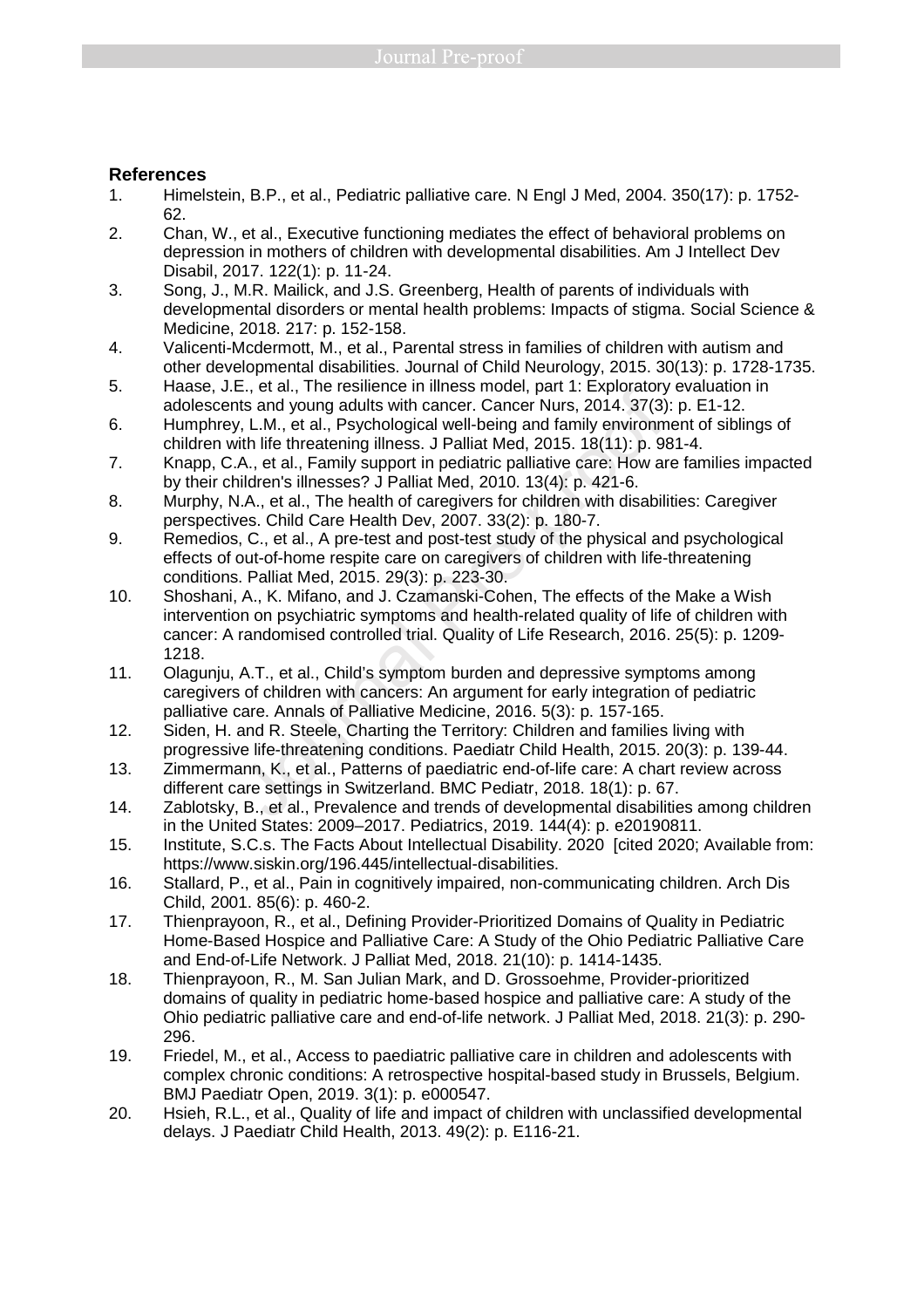## References

1. Himelstein, B.P., et al., Pediatric palliative care. N Engl J Med, 2004. 350(17): p. 1752-62.
2. Chan, W., et al., Executive functioning mediates the effect of behavioral problems on depression in mothers of children with developmental disabilities. Am J Intellect Dev Disabil, 2017. 122(1): p. 11-24.
3. Song, J., M.R. Mailick, and J.S. Greenberg, Health of parents of individuals with developmental disorders or mental health problems: Impacts of stigma. Social Science & Medicine, 2018. 217: p. 152-158.
4. Valicenti-Mcdermott, M., et al., Parental stress in families of children with autism and other developmental disabilities. Journal of Child Neurology, 2015. 30(13): p. 1728-1735.
5. Haase, J.E., et al., The resilience in illness model, part 1: Exploratory evaluation in adolescents and young adults with cancer. Cancer Nurs, 2014. 37(3): p. E1-12.
6. Humphrey, L.M., et al., Psychological well-being and family environment of siblings of children with life threatening illness. J Palliat Med, 2015. 18(11): p. 981-4.
7. Knapp, C.A., et al., Family support in pediatric palliative care: How are families impacted by their children's illnesses? J Palliat Med, 2010. 13(4): p. 421-6.
8. Murphy, N.A., et al., The health of caregivers for children with disabilities: Caregiver perspectives. Child Care Health Dev, 2007. 33(2): p. 180-7.
9. Remedios, C., et al., A pre-test and post-test study of the physical and psychological effects of out-of-home respite care on caregivers of children with life-threatening conditions. Palliat Med, 2015. 29(3): p. 223-30.
10. Shoshani, A., K. Mifano, and J. Czamanski-Cohen, The effects of the Make a Wish intervention on psychiatric symptoms and health-related quality of life of children with cancer: A randomised controlled trial. Quality of Life Research, 2016. 25(5): p. 1209-1218.
11. Olagunju, A.T., et al., Child's symptom burden and depressive symptoms among caregivers of children with cancers: An argument for early integration of pediatric palliative care. Annals of Palliative Medicine, 2016. 5(3): p. 157-165.
12. Siden, H. and R. Steele, Charting the Territory: Children and families living with progressive life-threatening conditions. Paediatr Child Health, 2015. 20(3): p. 139-44.
13. Zimmermann, K., et al., Patterns of paediatric end-of-life care: A chart review across different care settings in Switzerland. BMC Pediatr, 2018. 18(1): p. 67.
14. Zablotsky, B., et al., Prevalence and trends of developmental disabilities among children in the United States: 2009–2017. Pediatrics, 2019. 144(4): p. e20190811.
15. Institute, S.C.s. The Facts About Intellectual Disability. 2020 [cited 2020; Available from: https://www.siskin.org/196.445/intellectual-disabilities.
16. Stallard, P., et al., Pain in cognitively impaired, non-communicating children. Arch Dis Child, 2001. 85(6): p. 460-2.
17. Thienprayoon, R., et al., Defining Provider-Prioritized Domains of Quality in Pediatric Home-Based Hospice and Palliative Care: A Study of the Ohio Pediatric Palliative Care and End-of-Life Network. J Palliat Med, 2018. 21(10): p. 1414-1435.
18. Thienprayoon, R., M. San Julian Mark, and D. Grossoehme, Provider-prioritized domains of quality in pediatric home-based hospice and palliative care: A study of the Ohio pediatric palliative care and end-of-life network. J Palliat Med, 2018. 21(3): p. 290-296.
19. Friedel, M., et al., Access to paediatric palliative care in children and adolescents with complex chronic conditions: A retrospective hospital-based study in Brussels, Belgium. BMJ Paediatr Open, 2019. 3(1): p. e000547.
20. Hsieh, R.L., et al., Quality of life and impact of children with unclassified developmental delays. J Paediatr Child Health, 2013. 49(2): p. E116-21.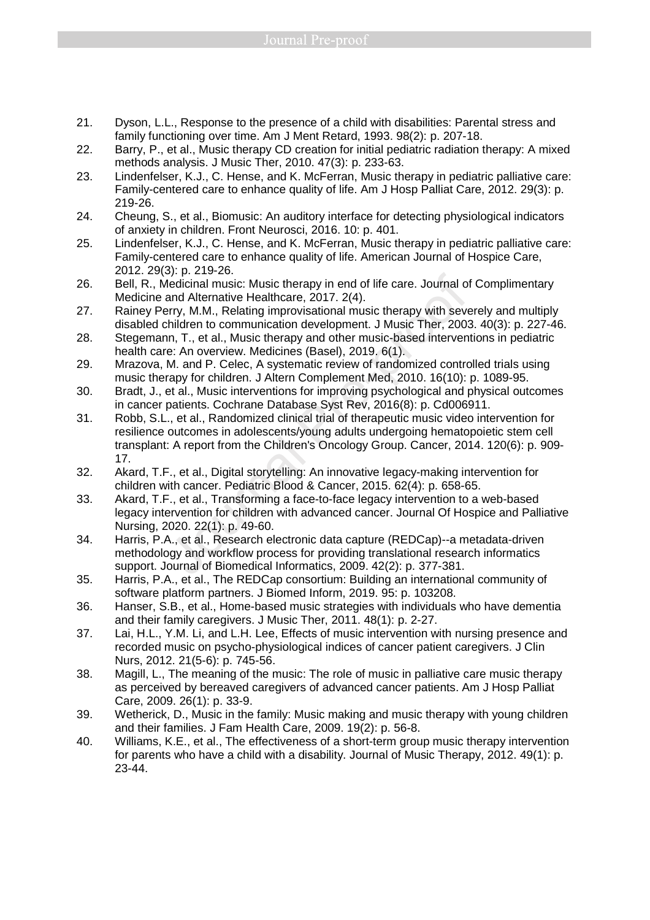21. Dyson, L.L., Response to the presence of a child with disabilities: Parental stress and family functioning over time. Am J Ment Retard, 1993. 98(2): p. 207-18.
22. Barry, P., et al., Music therapy CD creation for initial pediatric radiation therapy: A mixed methods analysis. J Music Ther, 2010. 47(3): p. 233-63.
23. Lindenfelser, K.J., C. Hense, and K. McFerran, Music therapy in pediatric palliative care: Family-centered care to enhance quality of life. Am J Hosp Palliat Care, 2012. 29(3): p. 219-26.
24. Cheung, S., et al., Biomusic: An auditory interface for detecting physiological indicators of anxiety in children. Front Neurosci, 2016. 10: p. 401.
25. Lindenfelser, K.J., C. Hense, and K. McFerran, Music therapy in pediatric palliative care: Family-centered care to enhance quality of life. American Journal of Hospice Care, 2012. 29(3): p. 219-26.
26. Bell, R., Medicinal music: Music therapy in end of life care. Journal of Complimentary Medicine and Alternative Healthcare, 2017. 2(4).
27. Rainey Perry, M.M., Relating improvisational music therapy with severely and multiply disabled children to communication development. J Music Ther, 2003. 40(3): p. 227-46.
28. Stegemann, T., et al., Music therapy and other music-based interventions in pediatric health care: An overview. Medicines (Basel), 2019. 6(1).
29. Mrazova, M. and P. Celec, A systematic review of randomized controlled trials using music therapy for children. J Altern Complement Med, 2010. 16(10): p. 1089-95.
30. Bradt, J., et al., Music interventions for improving psychological and physical outcomes in cancer patients. Cochrane Database Syst Rev, 2016(8): p. Cd006911.
31. Robb, S.L., et al., Randomized clinical trial of therapeutic music video intervention for resilience outcomes in adolescents/young adults undergoing hematopoietic stem cell transplant: A report from the Children's Oncology Group. Cancer, 2014. 120(6): p. 909-17.
32. Akard, T.F., et al., Digital storytelling: An innovative legacy-making intervention for children with cancer. Pediatric Blood & Cancer, 2015. 62(4): p. 658-65.
33. Akard, T.F., et al., Transforming a face-to-face legacy intervention to a web-based legacy intervention for children with advanced cancer. Journal Of Hospice and Palliative Nursing, 2020. 22(1): p. 49-60.
34. Harris, P.A., et al., Research electronic data capture (REDCap)--a metadata-driven methodology and workflow process for providing translational research informatics support. Journal of Biomedical Informatics, 2009. 42(2): p. 377-381.
35. Harris, P.A., et al., The REDCap consortium: Building an international community of software platform partners. J Biomed Inform, 2019. 95: p. 103208.
36. Hanser, S.B., et al., Home-based music strategies with individuals who have dementia and their family caregivers. J Music Ther, 2011. 48(1): p. 2-27.
37. Lai, H.L., Y.M. Li, and L.H. Lee, Effects of music intervention with nursing presence and recorded music on psycho-physiological indices of cancer patient caregivers. J Clin Nurs, 2012. 21(5-6): p. 745-56.
38. Magill, L., The meaning of the music: The role of music in palliative care music therapy as perceived by bereaved caregivers of advanced cancer patients. Am J Hosp Palliat Care, 2009. 26(1): p. 33-9.
39. Wetherick, D., Music in the family: Music making and music therapy with young children and their families. J Fam Health Care, 2009. 19(2): p. 56-8.
40. Williams, K.E., et al., The effectiveness of a short-term group music therapy intervention for parents who have a child with a disability. Journal of Music Therapy, 2012. 49(1): p. 23-44.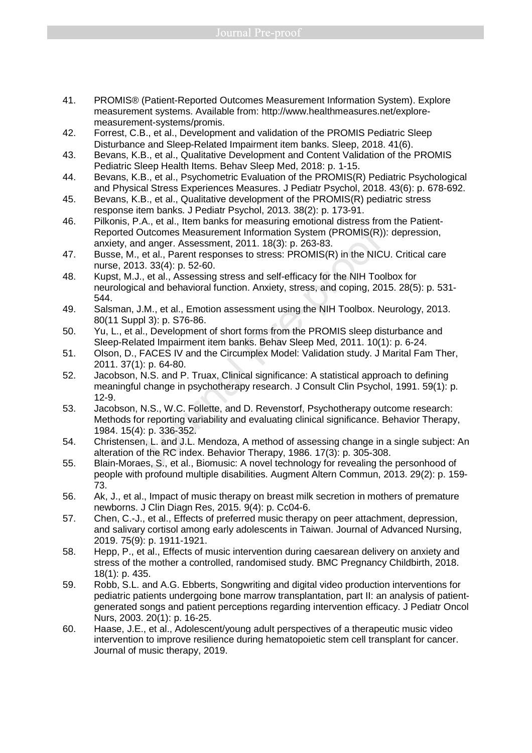41. PROMIS® (Patient-Reported Outcomes Measurement Information System). Explore measurement systems. Available from: http://www.healthmeasures.net/explore-measurement-systems/promis.
42. Forrest, C.B., et al., Development and validation of the PROMIS Pediatric Sleep Disturbance and Sleep-Related Impairment item banks. Sleep, 2018. 41(6).
43. Bevans, K.B., et al., Qualitative Development and Content Validation of the PROMIS Pediatric Sleep Health Items. Behav Sleep Med, 2018: p. 1-15.
44. Bevans, K.B., et al., Psychometric Evaluation of the PROMIS(R) Pediatric Psychological and Physical Stress Experiences Measures. J Pediatr Psychol, 2018. 43(6): p. 678-692.
45. Bevans, K.B., et al., Qualitative development of the PROMIS(R) pediatric stress response item banks. J Pediatr Psychol, 2013. 38(2): p. 173-91.
46. Pilkonis, P.A., et al., Item banks for measuring emotional distress from the Patient-Reported Outcomes Measurement Information System (PROMIS(R)): depression, anxiety, and anger. Assessment, 2011. 18(3): p. 263-83.
47. Busse, M., et al., Parent responses to stress: PROMIS(R) in the NICU. Critical care nurse, 2013. 33(4): p. 52-60.
48. Kupst, M.J., et al., Assessing stress and self-efficacy for the NIH Toolbox for neurological and behavioral function. Anxiety, stress, and coping, 2015. 28(5): p. 531-544.
49. Salsman, J.M., et al., Emotion assessment using the NIH Toolbox. Neurology, 2013. 80(11 Suppl 3): p. S76-86.
50. Yu, L., et al., Development of short forms from the PROMIS sleep disturbance and Sleep-Related Impairment item banks. Behav Sleep Med, 2011. 10(1): p. 6-24.
51. Olson, D., FACES IV and the Circumplex Model: Validation study. J Marital Fam Ther, 2011. 37(1): p. 64-80.
52. Jacobson, N.S. and P. Truax, Clinical significance: A statistical approach to defining meaningful change in psychotherapy research. J Consult Clin Psychol, 1991. 59(1): p. 12-9.
53. Jacobson, N.S., W.C. Follette, and D. Revenstorf, Psychotherapy outcome research: Methods for reporting variability and evaluating clinical significance. Behavior Therapy, 1984. 15(4): p. 336-352.
54. Christensen, L. and J.L. Mendoza, A method of assessing change in a single subject: An alteration of the RC index. Behavior Therapy, 1986. 17(3): p. 305-308.
55. Blain-Moraes, S., et al., Biomusic: A novel technology for revealing the personhood of people with profound multiple disabilities. Augment Altern Commun, 2013. 29(2): p. 159-73.
56. Ak, J., et al., Impact of music therapy on breast milk secretion in mothers of premature newborns. J Clin Diagn Res, 2015. 9(4): p. Cc04-6.
57. Chen, C.-J., et al., Effects of preferred music therapy on peer attachment, depression, and salivary cortisol among early adolescents in Taiwan. Journal of Advanced Nursing, 2019. 75(9): p. 1911-1921.
58. Hepp, P., et al., Effects of music intervention during caesarean delivery on anxiety and stress of the mother a controlled, randomised study. BMC Pregnancy Childbirth, 2018. 18(1): p. 435.
59. Robb, S.L. and A.G. Ebberts, Songwriting and digital video production interventions for pediatric patients undergoing bone marrow transplantation, part II: an analysis of patient-generated songs and patient perceptions regarding intervention efficacy. J Pediatr Oncol Nurs, 2003. 20(1): p. 16-25.
60. Haase, J.E., et al., Adolescent/young adult perspectives of a therapeutic music video intervention to improve resilience during hematopoietic stem cell transplant for cancer. Journal of music therapy, 2019.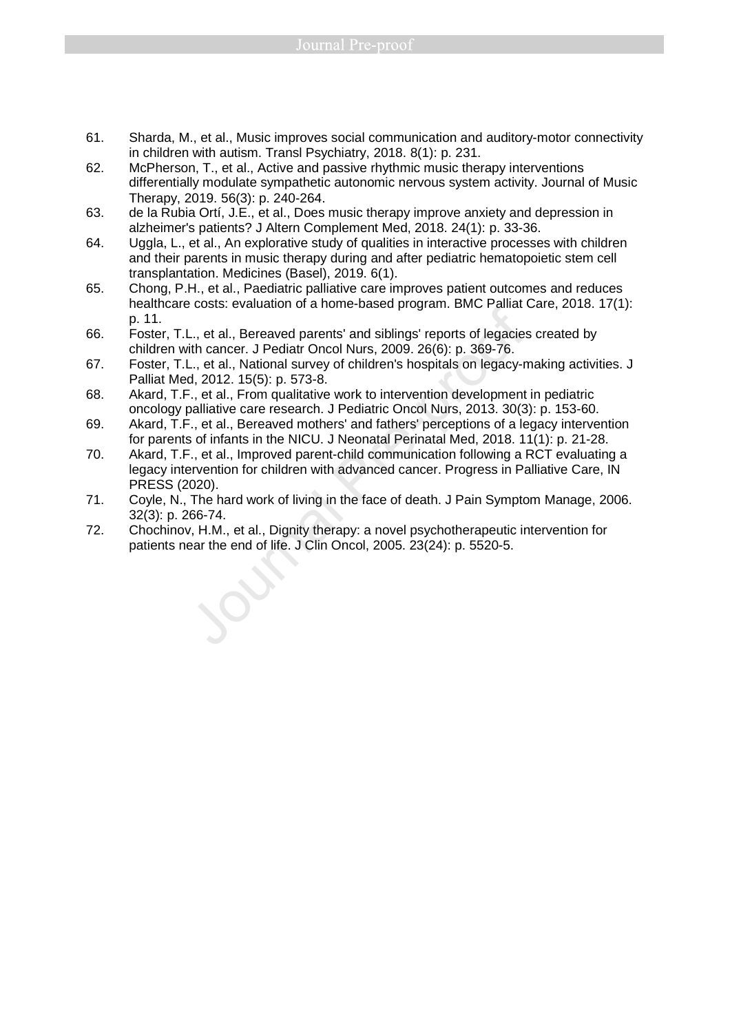61. Sharda, M., et al., Music improves social communication and auditory-motor connectivity in children with autism. Transl Psychiatry, 2018. 8(1): p. 231.
62. McPherson, T., et al., Active and passive rhythmic music therapy interventions differentially modulate sympathetic autonomic nervous system activity. Journal of Music Therapy, 2019. 56(3): p. 240-264.
63. de la Rubia Ortí, J.E., et al., Does music therapy improve anxiety and depression in alzheimer's patients? J Altern Complement Med, 2018. 24(1): p. 33-36.
64. Uggla, L., et al., An explorative study of qualities in interactive processes with children and their parents in music therapy during and after pediatric hematopoietic stem cell transplantation. Medicines (Basel), 2019. 6(1).
65. Chong, P.H., et al., Paediatric palliative care improves patient outcomes and reduces healthcare costs: evaluation of a home-based program. BMC Palliat Care, 2018. 17(1): p. 11.
66. Foster, T.L., et al., Bereaved parents' and siblings' reports of legacies created by children with cancer. J Pediatr Oncol Nurs, 2009. 26(6): p. 369-76.
67. Foster, T.L., et al., National survey of children's hospitals on legacy-making activities. J Palliat Med, 2012. 15(5): p. 573-8.
68. Akard, T.F., et al., From qualitative work to intervention development in pediatric oncology palliative care research. J Pediatric Oncol Nurs, 2013. 30(3): p. 153-60.
69. Akard, T.F., et al., Bereaved mothers' and fathers' perceptions of a legacy intervention for parents of infants in the NICU. J Neonatal Perinatal Med, 2018. 11(1): p. 21-28.
70. Akard, T.F., et al., Improved parent-child communication following a RCT evaluating a legacy intervention for children with advanced cancer. Progress in Palliative Care, IN PRESS (2020).
71. Coyle, N., The hard work of living in the face of death. J Pain Symptom Manage, 2006. 32(3): p. 266-74.
72. Chochinov, H.M., et al., Dignity therapy: a novel psychotherapeutic intervention for patients near the end of life. J Clin Oncol, 2005. 23(24): p. 5520-5.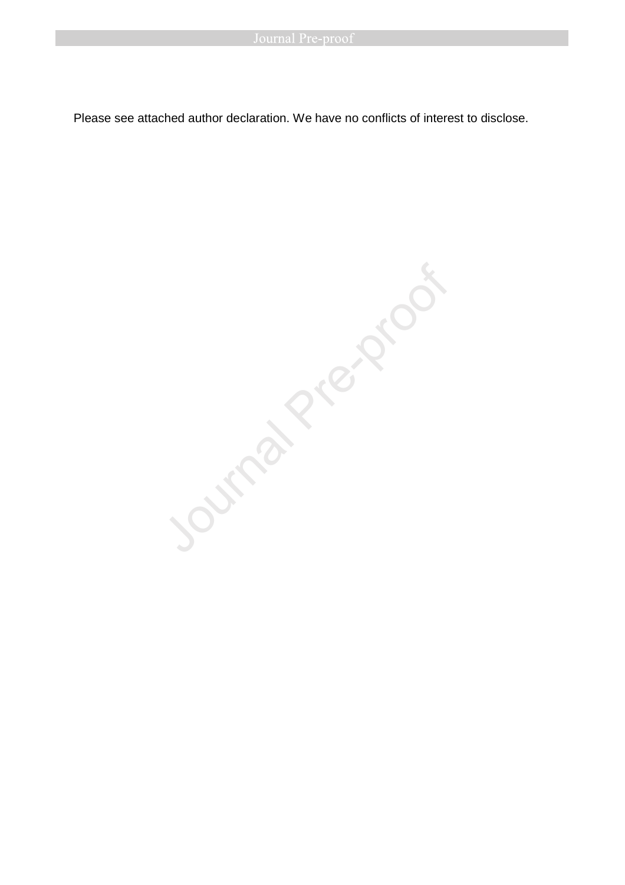Please see attached author declaration. We have no conflicts of interest to disclose.